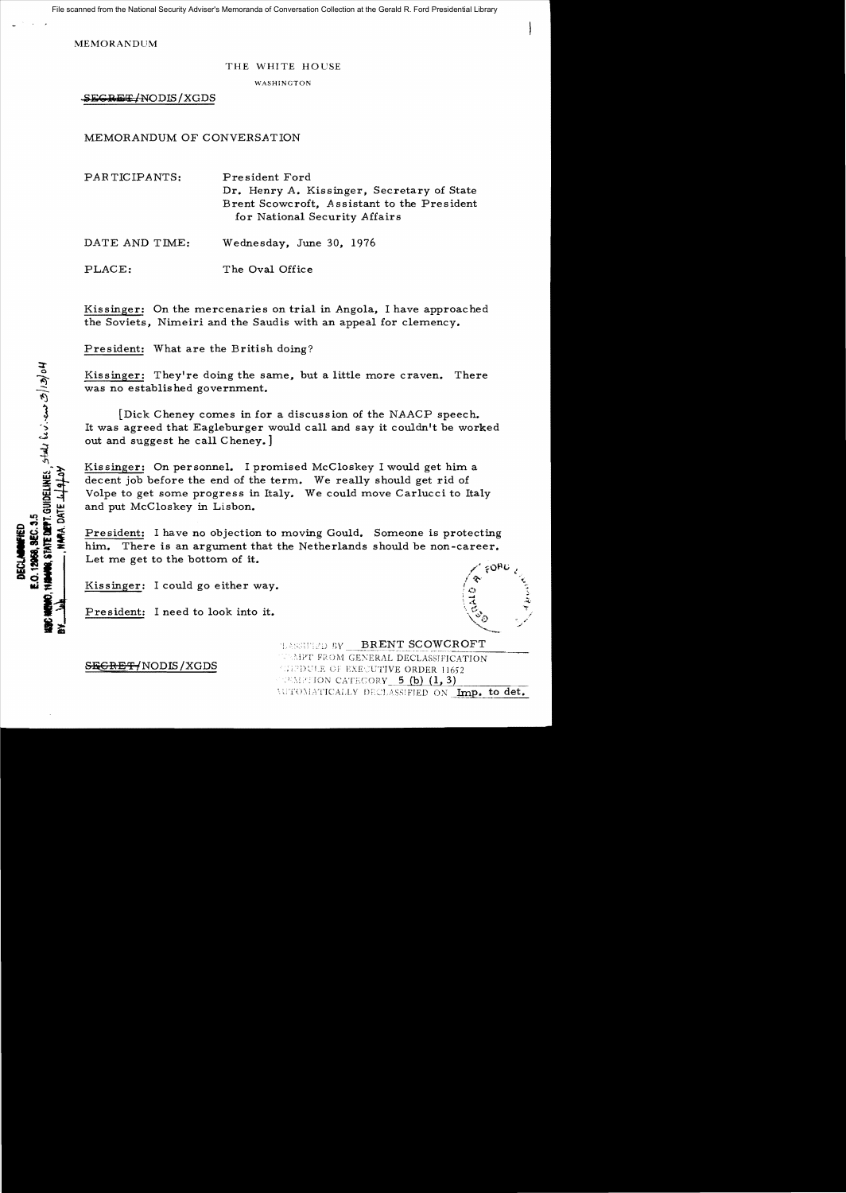MEMORANDUM

THE WHITE HOUSE

WASHINGTON

~~SECRET~~/NODIS/XGDS

MEMORANDUM OF CONVERSATION

PARTICIPANTS: President Ford
Dr. Henry A. Kissinger, Secretary of State
Brent Scowcroft, Assistant to the President for National Security Affairs

DATE AND TIME: Wednesday, June 30, 1976

PLACE: The Oval Office

Kissinger: On the mercenaries on trial in Angola, I have approached the Soviets, Nimeiri and the Saudis with an appeal for clemency.

President: What are the British doing?

Kissinger: They're doing the same, but a little more craven. There was no established government.

[Dick Cheney comes in for a discussion of the NAACP speech. It was agreed that Eagleburger would call and say it couldn't be worked out and suggest he call Cheney.]

Kissinger: On personnel. I promised McCloskey I would get him a decent job before the end of the term. We really should get rid of Volpe to get some progress in Italy. We could move Carlucci to Italy and put McCloskey in Lisbon.

President: I have no objection to moving Gould. Someone is protecting him. There is an argument that the Netherlands should be non-career. Let me get to the bottom of it.

Kissinger: I could go either way.

President: I need to look into it.

~~SECRET~~/NODIS/XGDS

CLASSIFIED BY BRENT SCOWCROFT
EXEMPT FROM GENERAL DECLASSIFICATION SCHEDULE OF EXECUTIVE ORDER 11652
EXEMPTION CATEGORY 5 (b) (1, 3)
AUTOMATICALLY DECLASSIFIED ON Imp. to det.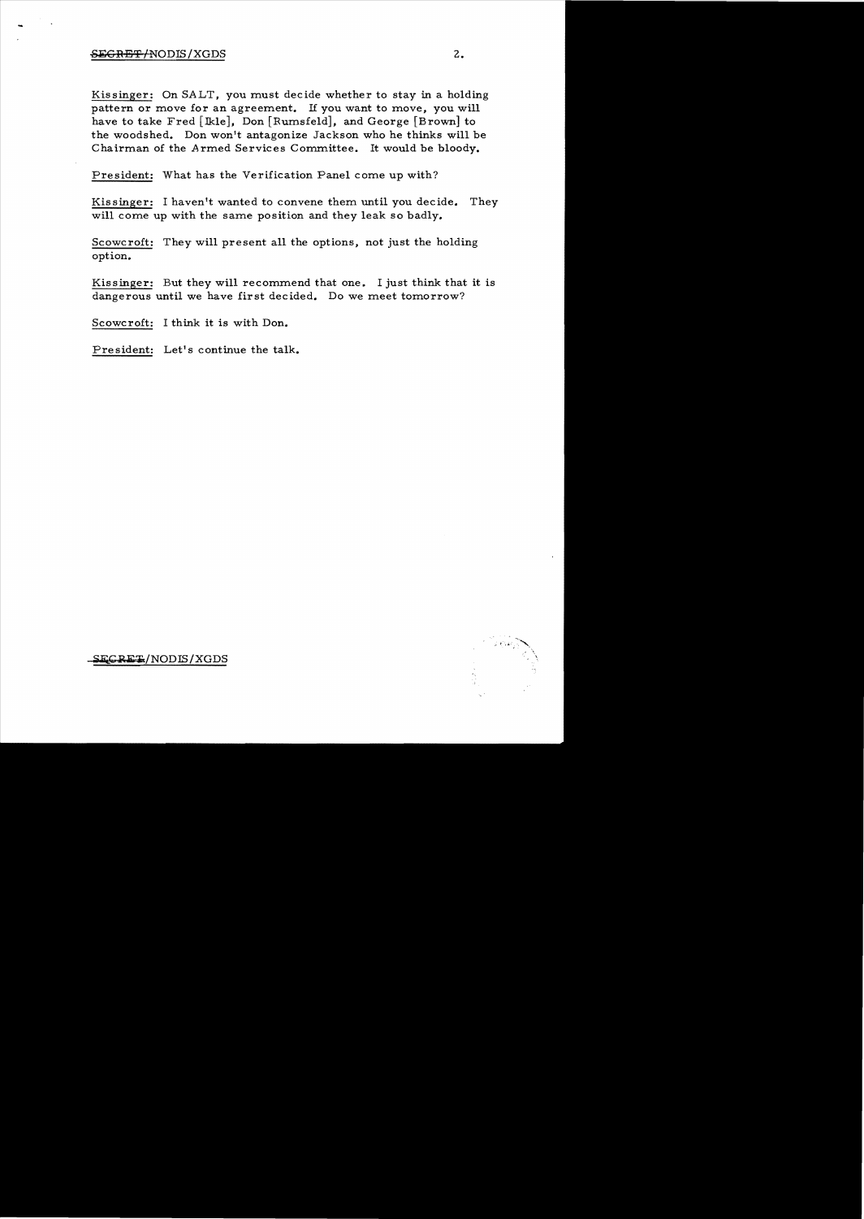Kissinger: On SALT, you must decide whether to stay in a holding pattern or move for an agreement. If you want to move, you will have to take Fred [Ikle], Don [Rumsfeld], and George [Brown] to the woodshed. Don won't antagonize Jackson who he thinks will be Chairman of the Armed Services Committee. It would be bloody.

President: What has the Verification Panel come up with?

Kissinger: I haven't wanted to convene them until you decide. They will come up with the same position and they leak so badly.

Scowcroft: They will present all the options, not just the holding option.

Kissinger: But they will recommend that one. I just think that it is dangerous until we have first decided. Do we meet tomorrow?

Scowcroft: I think it is with Don.

President: Let's continue the talk.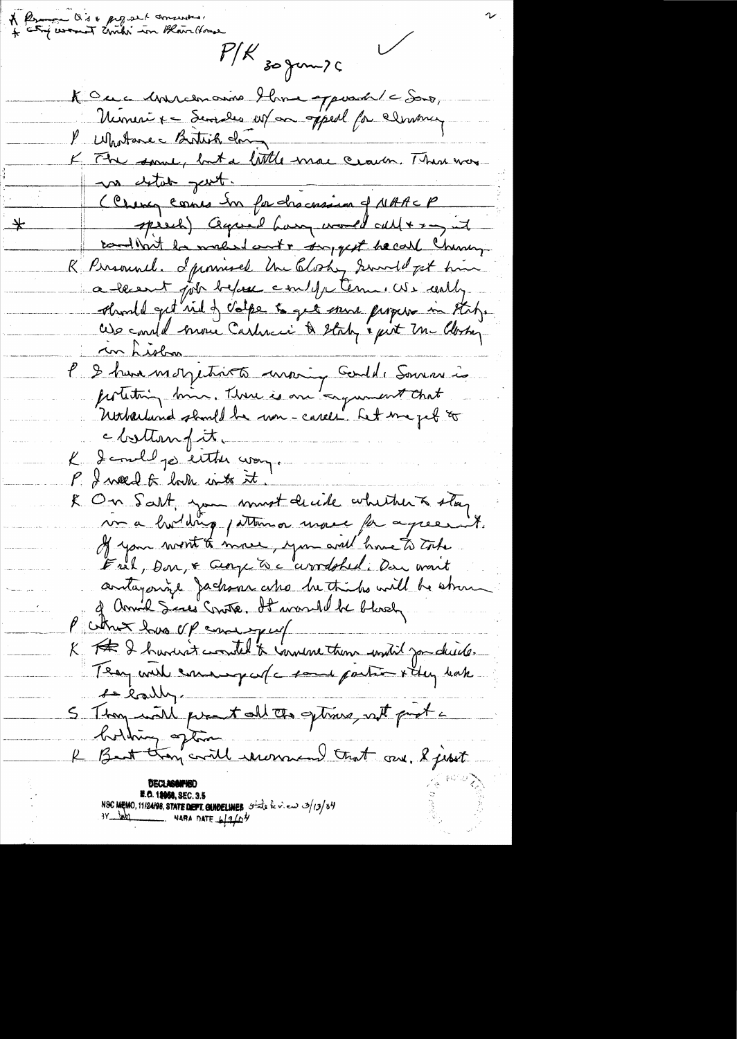\* Rumor Q's & proposal amendments
\* Cutting comment made in Blair House

P/K 30 Jun 76

K Our Ambassador (Mac?) has approached the Soviets, Romania & Swedes w/ an appeal for clemency

P What was British doing

K The same, but a little more craven. There was no detail yet.

(Cheney comes in for discussion of NAACP speech) Agreed Harry would call & say it couldn't be worked out & suggest he call Cheney

\* 

K Personnel. I promised Mrs. Clarke I would get him a decent job before end of term. We really should get rid of Volpe to get some progress in Italy. We could move Carlucci to Italy & put Mrs. Clarke in Lisbon

P I have no objection to moving Gould. Someone is protecting him. There is an argument that Netherlands should be non-career. Let me get to bottom of it.

K I could go either way.

P I need to look into it.

K On Salt, you must decide whether to stay in a holding pattern or move for agreement. If you want to move, you will have to take Fred, Don, & George to the woodshed. Don won't antagonize Jackson who he thinks will be strong of Armed Services Cmte. It would be bloody

P What has VP come up w/

K I haven't wanted to convene them until you decide. They will come up w/ some position & they leak it badly.

S They will present all the options, not just a holding option

K But they will recommend that one. I just

DECLASSIFIED
E.O. 12958, SEC. 3.5
NSC MEMO, 11/24/98, STATE DEPT. GUIDELINES State Review 3/13/04
BY [illegible] NARA DATE 6/9/04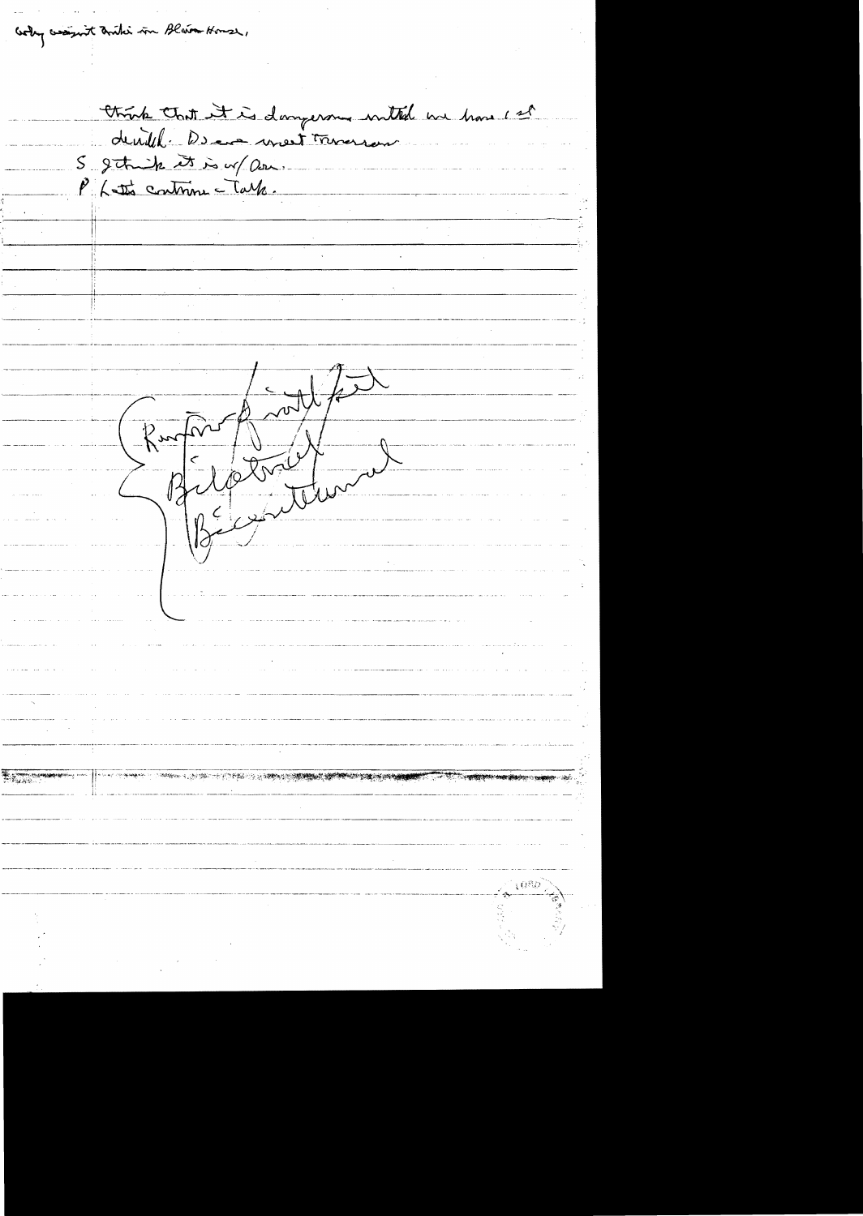Why couldn't brides in Blair House,

think that it is dangerous until we have 1st detail. Do we meet tomorrow

S I think it is w/ Am.

P Let's continue – Talk.

Runion & noth feet

Bilateral

Bicentennial